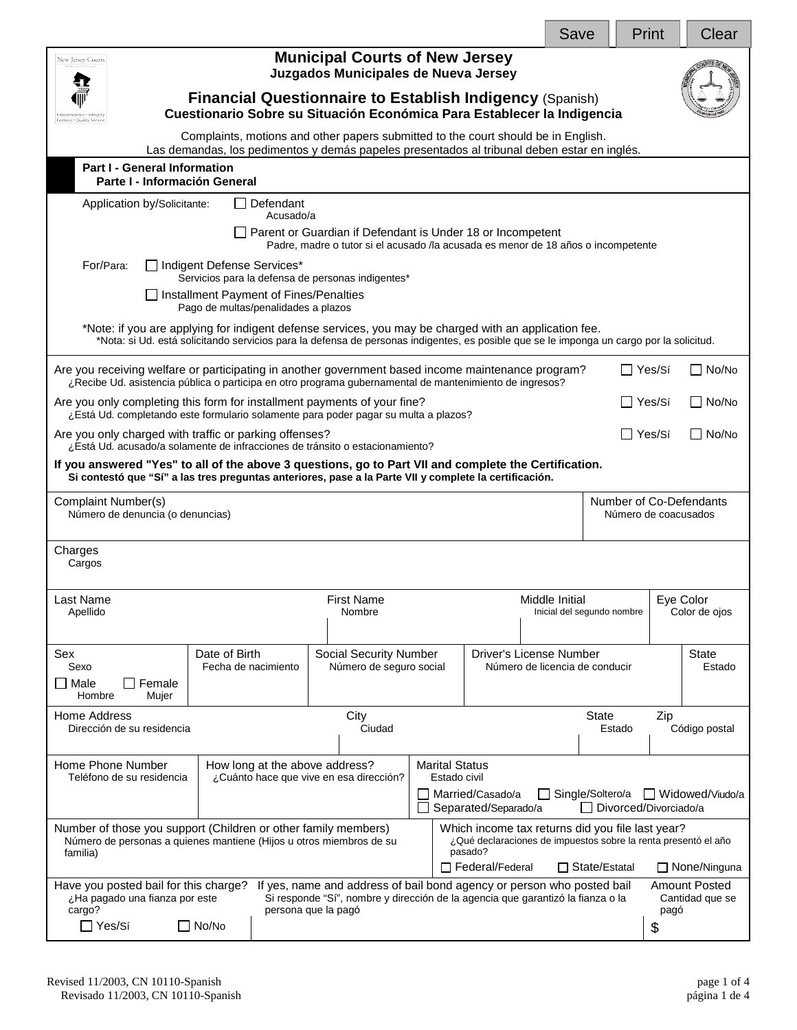Save | Print | Clear

# Municipal Courts of New Jersey
**Juzgados Municipales de Nueva Jersey**

## Financial Questionnaire to Establish Indigency (Spanish)
**Cuestionario Sobre su Situación Económica Para Establecer la Indigencia**

Complaints, motions and other papers submitted to the court should be in English.
Las demandas, los pedimentos y demás papeles presentados al tribunal deben estar en inglés.

### Part I - General Information
**Parte I - Información General**

Application by/Solicitante:
- ☐ Defendant / Acusado/a
- ☐ Parent or Guardian if Defendant is Under 18 or Incompetent / Padre, madre o tutor si el acusado /la acusada es menor de 18 años o incompetente

For/Para:
- ☐ Indigent Defense Services* / Servicios para la defensa de personas indigentes*
- ☐ Installment Payment of Fines/Penalties / Pago de multas/penalidades a plazos

*Note: if you are applying for indigent defense services, you may be charged with an application fee.
*Nota: si Ud. está solicitando servicios para la defensa de personas indigentes, es posible que se le imponga un cargo por la solicitud.

Are you receiving welfare or participating in another government based income maintenance program? ☐ Yes/Sí ☐ No/No
¿Recibe Ud. asistencia pública o participa en otro programa gubernamental de mantenimiento de ingresos?

Are you only completing this form for installment payments of your fine? ☐ Yes/Sí ☐ No/No
¿Está Ud. completando este formulario solamente para poder pagar su multa a plazos?

Are you only charged with traffic or parking offenses? ☐ Yes/Sí ☐ No/No
¿Está Ud. acusado/a solamente de infracciones de tránsito o estacionamiento?

**If you answered "Yes" to all of the above 3 questions, go to Part VII and complete the Certification.**
**Si contestó que "Sí" a las tres preguntas anteriores, pase a la Parte VII y complete la certificación.**

| Complaint Number(s) / Número de denuncia (o denuncias) | Number of Co-Defendants / Número de coacusados |
|---|---|
| | |

| Charges / Cargos |
|---|
| |

| Last Name / Apellido | First Name / Nombre | Middle Initial / Inicial del segundo nombre | Eye Color / Color de ojos |
|---|---|---|---|
| | | | |

| Sex / Sexo | Date of Birth / Fecha de nacimiento | Social Security Number / Número de seguro social | Driver's License Number / Número de licencia de conducir | State / Estado |
|---|---|---|---|---|
| ☐ Male / Hombre ☐ Female / Mujer | | | | |

| Home Address / Dirección de su residencia | City / Ciudad | State / Estado | Zip / Código postal |
|---|---|---|---|
| | | | |

| Home Phone Number / Teléfono de su residencia | How long at the above address? / ¿Cuánto hace que vive en esa dirección? | Marital Status / Estado civil |
|---|---|---|
| | | ☐ Married/Casado/a ☐ Single/Soltero/a ☐ Widowed/Viudo/a ☐ Separated/Separado/a ☐ Divorced/Divorciado/a |

| Number of those you support (Children or other family members) / Número de personas a quienes mantiene (Hijos u otros miembros de su familia) | Which income tax returns did you file last year? / ¿Qué declaraciones de impuestos sobre la renta presentó el año pasado? |
|---|---|
| | ☐ Federal/Federal ☐ State/Estatal ☐ None/Ninguna |

| Have you posted bail for this charge? / ¿Ha pagado una fianza por este cargo? | If yes, name and address of bail bond agency or person who posted bail / Si responde "Sí", nombre y dirección de la agencia que garantizó la fianza o la persona que la pagó | Amount Posted / Cantidad que se pagó |
|---|---|---|
| ☐ Yes/Sí ☐ No/No | | $ |

Revised 11/2003, CN 10110-Spanish
Revisado 11/2003, CN 10110-Spanish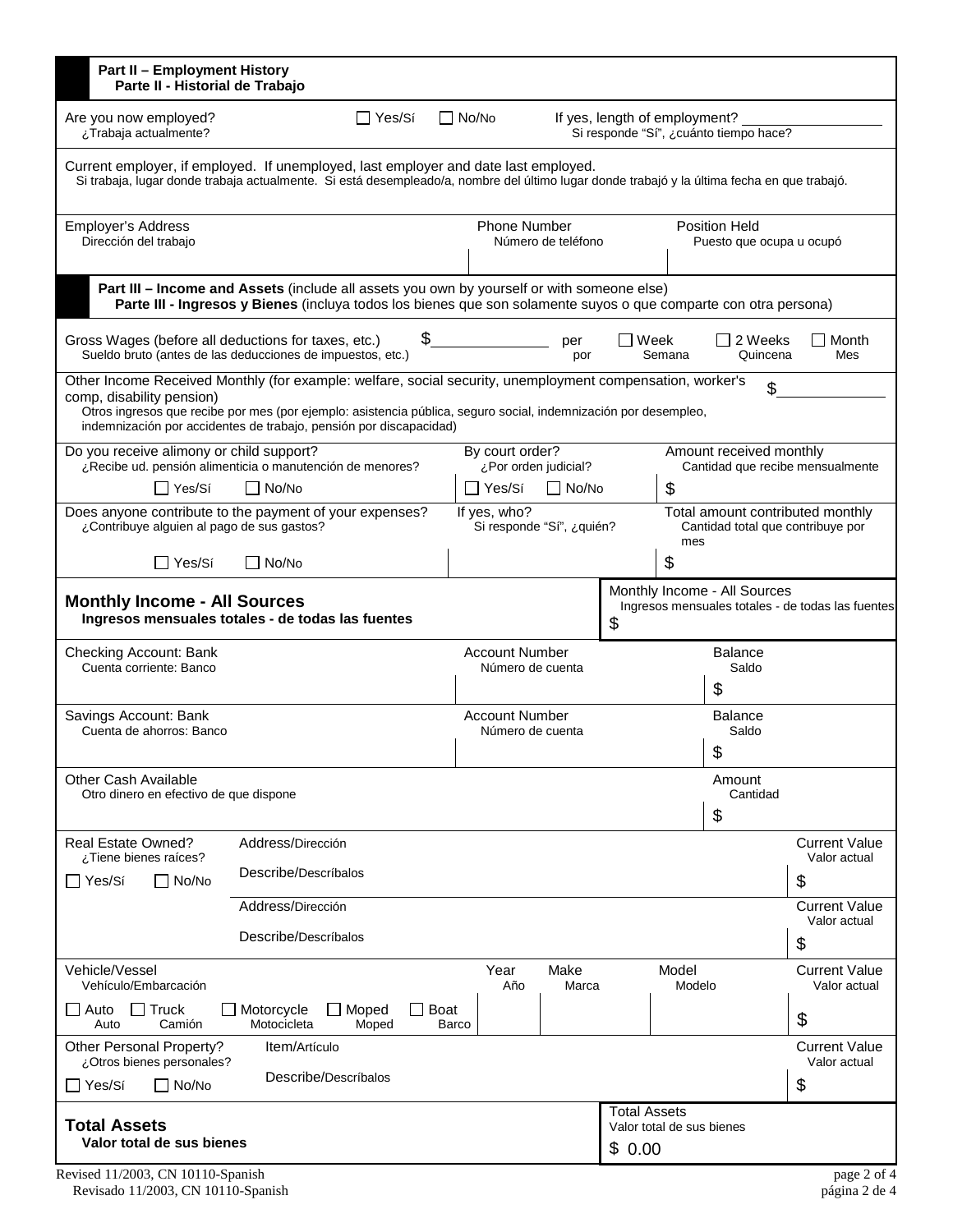## Part II – Employment History
### Parte II - Historial de Trabajo

Are you now employed? ☐ Yes/Sí ☐ No/No — If yes, length of employment? \_\_\_\_\_\_\_\_\_\_
¿Trabaja actualmente? — Si responde "Sí", ¿cuánto tiempo hace?

Current employer, if employed. If unemployed, last employer and date last employed.
Si trabaja, lugar donde trabaja actualmente. Si está desempleado/a, nombre del último lugar donde trabajó y la última fecha en que trabajó.

| Employer's Address / Dirección del trabajo | Phone Number / Número de teléfono | Position Held / Puesto que ocupa u ocupó |
| --- | --- | --- |
| | | |

## Part III – Income and Assets (include all assets you own by yourself or with someone else)
### Parte III - Ingresos y Bienes (incluya todos los bienes que son solamente suyos o que comparte con otra persona)

Gross Wages (before all deductions for taxes, etc.) $\_\_\_\_\_\_\_\_ per ☐ Week ☐ 2 Weeks ☐ Month
Sueldo bruto (antes de las deducciones de impuestos, etc.) por ☐ Semana ☐ Quincena ☐ Mes

Other Income Received Monthly (for example: welfare, social security, unemployment compensation, worker's comp, disability pension) $\_\_\_\_\_\_\_\_
Otros ingresos que recibe por mes (por ejemplo: asistencia pública, seguro social, indemnización por desempleo, indemnización por accidentes de trabajo, pensión por discapacidad)

| Do you receive alimony or child support? / ¿Recibe ud. pensión alimenticia o manutención de menores? | By court order? / ¿Por orden judicial? | Amount received monthly / Cantidad que recibe mensualmente |
| --- | --- | --- |
| ☐ Yes/Sí ☐ No/No | ☐ Yes/Sí ☐ No/No | $ |

| Does anyone contribute to the payment of your expenses? / ¿Contribuye alguien al pago de sus gastos? | If yes, who? / Si responde "Sí", ¿quién? | Total amount contributed monthly / Cantidad total que contribuye por mes |
| --- | --- | --- |
| ☐ Yes/Sí ☐ No/No | | $ |

**Monthly Income - All Sources**
**Ingresos mensuales totales - de todas las fuentes**

Monthly Income - All Sources / Ingresos mensuales totales - de todas las fuentes: $

| Checking Account: Bank / Cuenta corriente: Banco | Account Number / Número de cuenta | Balance / Saldo |
| --- | --- | --- |
| | | $ |

| Savings Account: Bank / Cuenta de ahorros: Banco | Account Number / Número de cuenta | Balance / Saldo |
| --- | --- | --- |
| | | $ |

| Other Cash Available / Otro dinero en efectivo de que dispone | Amount / Cantidad |
| --- | --- |
| | $ |

| Real Estate Owned? / ¿Tiene bienes raíces? | | Current Value / Valor actual |
| --- | --- | --- |
| ☐ Yes/Sí ☐ No/No | Address/Dirección<br>Describe/Descríbalos | $ |
| | Address/Dirección<br>Describe/Descríbalos | $ |

| Vehicle/Vessel / Vehículo/Embarcación | Year / Año | Make / Marca | Model / Modelo | Current Value / Valor actual |
| --- | --- | --- | --- | --- |
| ☐ Auto / Auto ☐ Truck / Camión ☐ Motorcycle / Motocicleta ☐ Moped / Moped ☐ Boat / Barco | | | | $ |

| Other Personal Property? / ¿Otros bienes personales? | | Current Value / Valor actual |
| --- | --- | --- |
| ☐ Yes/Sí ☐ No/No | Item/Artículo<br>Describe/Descríbalos | $ |

**Total Assets**
**Valor total de sus bienes**

Total Assets / Valor total de sus bienes: $ 0.00

Revised 11/2003, CN 10110-Spanish
Revisado 11/2003, CN 10110-Spanish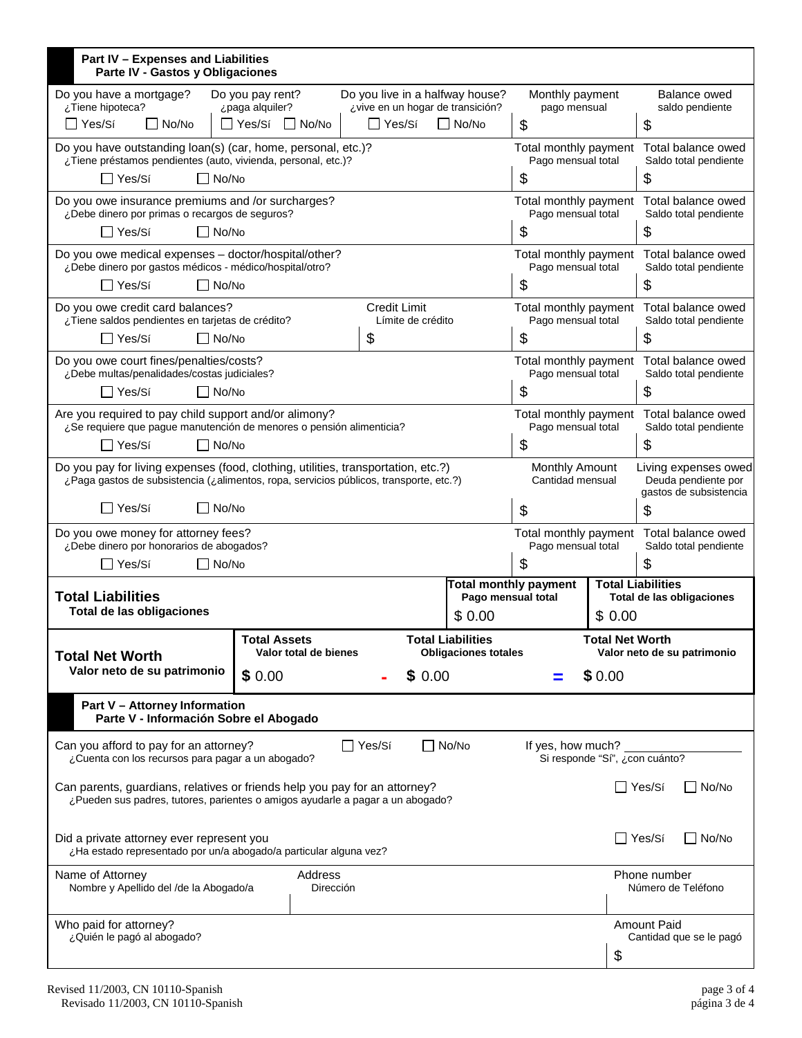## Part IV – Expenses and Liabilities
### Parte IV - Gastos y Obligaciones

| Question | | | Monthly payment | Balance owed |
|---|---|---|---|---|
| Do you have a mortgage? ¿Tiene hipoteca? ☐ Yes/Sí ☐ No/No | Do you pay rent? ¿paga alquiler? ☐ Yes/Sí ☐ No/No | Do you live in a halfway house? ¿vive en un hogar de transición? ☐ Yes/Sí ☐ No/No | Monthly payment / pago mensual $ | Balance owed / saldo pendiente $ |
| Do you have outstanding loan(s) (car, home, personal, etc.)? ¿Tiene préstamos pendientes (auto, vivienda, personal, etc.)? ☐ Yes/Sí ☐ No/No | | | Total monthly payment / Pago mensual total $ | Total balance owed / Saldo total pendiente $ |
| Do you owe insurance premiums and /or surcharges? ¿Debe dinero por primas o recargos de seguros? ☐ Yes/Sí ☐ No/No | | | Total monthly payment / Pago mensual total $ | Total balance owed / Saldo total pendiente $ |
| Do you owe medical expenses – doctor/hospital/other? ¿Debe dinero por gastos médicos - médico/hospital/otro? ☐ Yes/Sí ☐ No/No | | | Total monthly payment / Pago mensual total $ | Total balance owed / Saldo total pendiente $ |
| Do you owe credit card balances? ¿Tiene saldos pendientes en tarjetas de crédito? ☐ Yes/Sí ☐ No/No | | Credit Limit / Límite de crédito $ | Total monthly payment / Pago mensual total $ | Total balance owed / Saldo total pendiente $ |
| Do you owe court fines/penalties/costs? ¿Debe multas/penalidades/costas judiciales? ☐ Yes/Sí ☐ No/No | | | Total monthly payment / Pago mensual total $ | Total balance owed / Saldo total pendiente $ |
| Are you required to pay child support and/or alimony? ¿Se requiere que pague manutención de menores o pensión alimenticia? ☐ Yes/Sí ☐ No/No | | | Total monthly payment / Pago mensual total $ | Total balance owed / Saldo total pendiente $ |
| Do you pay for living expenses (food, clothing, utilities, transportation, etc.?) ¿Paga gastos de subsistencia (¿alimentos, ropa, servicios públicos, transporte, etc.?) ☐ Yes/Sí ☐ No/No | | | Monthly Amount / Cantidad mensual $ | Living expenses owed / Deuda pendiente por gastos de subsistencia $ |
| Do you owe money for attorney fees? ¿Debe dinero por honorarios de abogados? ☐ Yes/Sí ☐ No/No | | | Total monthly payment / Pago mensual total $ | Total balance owed / Saldo total pendiente $ |
| **Total Liabilities** / **Total de las obligaciones** | | | **Total monthly payment** / **Pago mensual total** $ 0.00 | **Total Liabilities** / **Total de las obligaciones** $ 0.00 |

| **Total Net Worth** / **Valor neto de su patrimonio** | **Total Assets** / **Valor total de bienes** | | **Total Liabilities** / **Obligaciones totales** | | **Total Net Worth** / **Valor neto de su patrimonio** |
|---|---|---|---|---|---|
| | $ 0.00 | - | $ 0.00 | = | $ 0.00 |

## Part V – Attorney Information
### Parte V - Información Sobre el Abogado

Can you afford to pay for an attorney? ☐ Yes/Sí ☐ No/No If yes, how much? ____________
¿Cuenta con los recursos para pagar a un abogado? Si responde "Sí", ¿con cuánto?

Can parents, guardians, relatives or friends help you pay for an attorney? ☐ Yes/Sí ☐ No/No
¿Pueden sus padres, tutores, parientes o amigos ayudarle a pagar a un abogado?

Did a private attorney ever represent you ☐ Yes/Sí ☐ No/No
¿Ha estado representado por un/a abogado/a particular alguna vez?

| Name of Attorney / Nombre y Apellido del /de la Abogado/a | Address / Dirección | Phone number / Número de Teléfono |
|---|---|---|
| | | |

| Who paid for attorney? / ¿Quién le pagó al abogado? | Amount Paid / Cantidad que se le pagó |
|---|---|
| | $ |

Revised 11/2003, CN 10110-Spanish
Revisado 11/2003, CN 10110-Spanish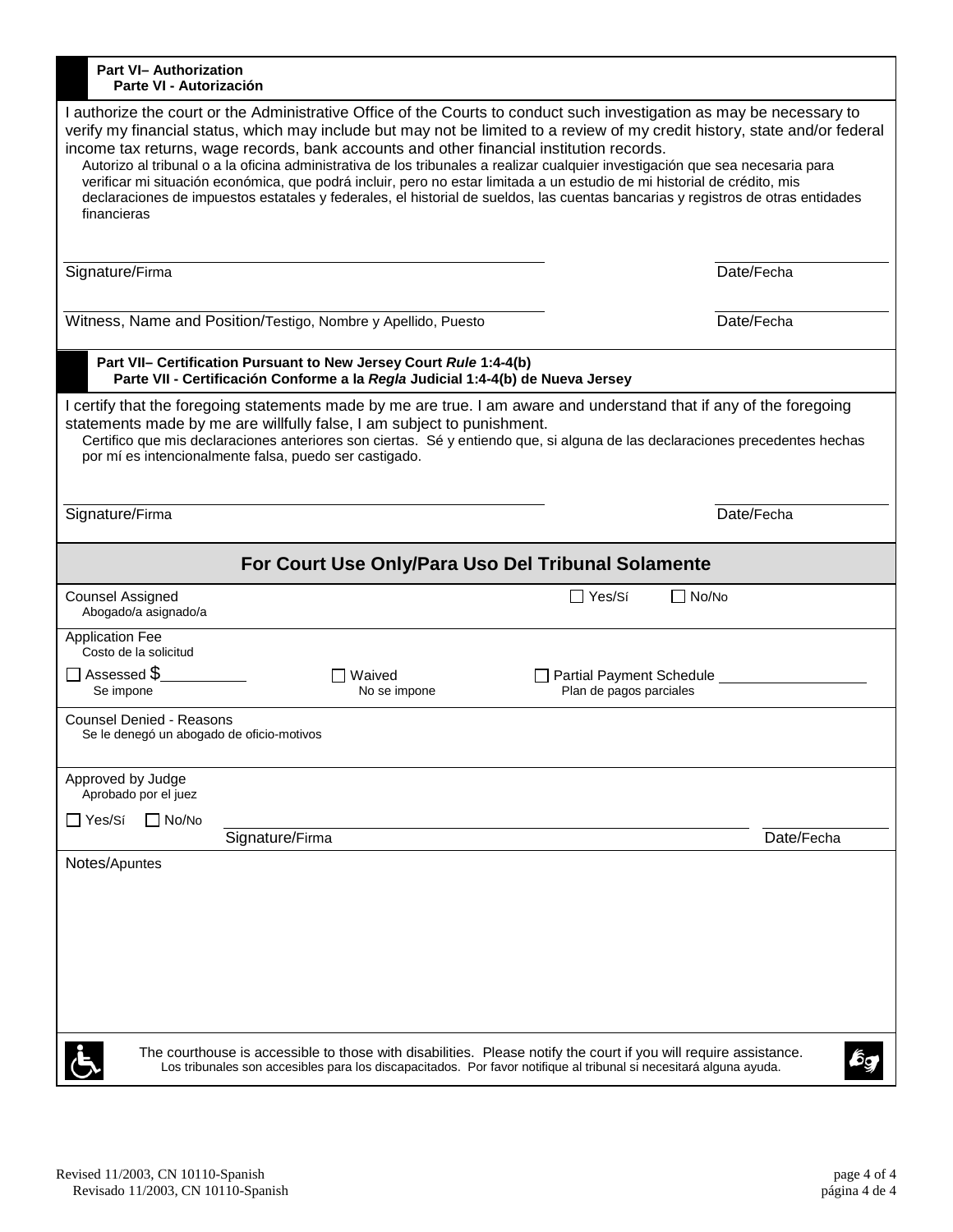### Part VI– Authorization
### Parte VI - Autorización

I authorize the court or the Administrative Office of the Courts to conduct such investigation as may be necessary to verify my financial status, which may include but may not be limited to a review of my credit history, state and/or federal income tax returns, wage records, bank accounts and other financial institution records.

Autorizo al tribunal o a la oficina administrativa de los tribunales a realizar cualquier investigación que sea necesaria para verificar mi situación económica, que podrá incluir, pero no estar limitada a un estudio de mi historial de crédito, mis declaraciones de impuestos estatales y federales, el historial de sueldos, las cuentas bancarias y registros de otras entidades financieras

Signature/Firma ______________________________ Date/Fecha ______________

Witness, Name and Position/Testigo, Nombre y Apellido, Puesto ______________________________ Date/Fecha ______________

### Part VII– Certification Pursuant to New Jersey Court *Rule* 1:4-4(b)
### Parte VII - Certificación Conforme a la *Regla* Judicial 1:4-4(b) de Nueva Jersey

I certify that the foregoing statements made by me are true. I am aware and understand that if any of the foregoing statements made by me are willfully false, I am subject to punishment.

Certifico que mis declaraciones anteriores son ciertas. Sé y entiendo que, si alguna de las declaraciones precedentes hechas por mí es intencionalmente falsa, puedo ser castigado.

Signature/Firma ______________________________ Date/Fecha ______________

## For Court Use Only/Para Uso Del Tribunal Solamente

Counsel Assigned / Abogado/a asignado/a ☐ Yes/Sí ☐ No/No

Application Fee / Costo de la solicitud

☐ Assessed $__________ / Se impone ☐ Waived / No se impone ☐ Partial Payment Schedule __________ / Plan de pagos parciales

Counsel Denied - Reasons / Se le denegó un abogado de oficio-motivos

Approved by Judge / Aprobado por el juez

☐ Yes/Sí ☐ No/No Signature/Firma ______________________________ Date/Fecha ______________

Notes/Apuntes

The courthouse is accessible to those with disabilities. Please notify the court if you will require assistance.
Los tribunales son accesibles para los discapacitados. Por favor notifique al tribunal si necesitará alguna ayuda.

Revised 11/2003, CN 10110-Spanish
Revisado 11/2003, CN 10110-Spanish